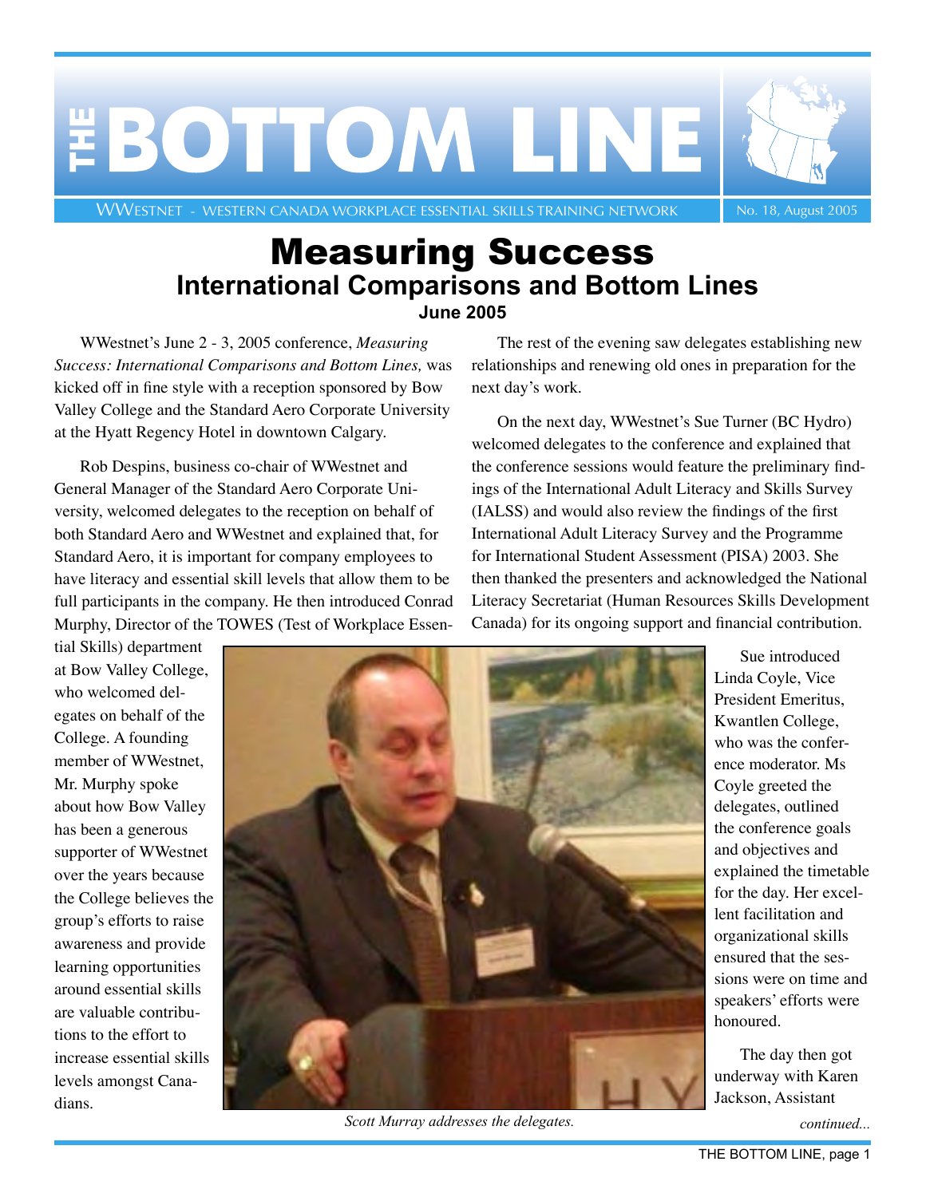# THE BOTTOM LINE

WWESTNET - WESTERN CANADA WORKPLACE ESSENTIAL SKILLS TRAINING NETWORK

No. 18, August 2005

# Measuring Success

## International Comparisons and Bottom Lines

### June 2005

WWestnet's June 2 - 3, 2005 conference, *Measuring Success: International Comparisons and Bottom Lines,* was kicked off in fine style with a reception sponsored by Bow Valley College and the Standard Aero Corporate University at the Hyatt Regency Hotel in downtown Calgary.

Rob Despins, business co-chair of WWestnet and General Manager of the Standard Aero Corporate University, welcomed delegates to the reception on behalf of both Standard Aero and WWestnet and explained that, for Standard Aero, it is important for company employees to have literacy and essential skill levels that allow them to be full participants in the company. He then introduced Conrad Murphy, Director of the TOWES (Test of Workplace Essential Skills) department at Bow Valley College, who welcomed delegates on behalf of the College. A founding member of WWestnet, Mr. Murphy spoke about how Bow Valley has been a generous supporter of WWestnet over the years because the College believes the group's efforts to raise awareness and provide learning opportunities around essential skills are valuable contributions to the effort to increase essential skills levels amongst Canadians.

*Scott Murray addresses the delegates.*

The rest of the evening saw delegates establishing new relationships and renewing old ones in preparation for the next day's work.

On the next day, WWestnet's Sue Turner (BC Hydro) welcomed delegates to the conference and explained that the conference sessions would feature the preliminary findings of the International Adult Literacy and Skills Survey (IALSS) and would also review the findings of the first International Adult Literacy Survey and the Programme for International Student Assessment (PISA) 2003. She then thanked the presenters and acknowledged the National Literacy Secretariat (Human Resources Skills Development Canada) for its ongoing support and financial contribution.

Sue introduced Linda Coyle, Vice President Emeritus, Kwantlen College, who was the conference moderator. Ms Coyle greeted the delegates, outlined the conference goals and objectives and explained the timetable for the day. Her excellent facilitation and organizational skills ensured that the sessions were on time and speakers' efforts were honoured.

The day then got underway with Karen Jackson, Assistant

*continued...*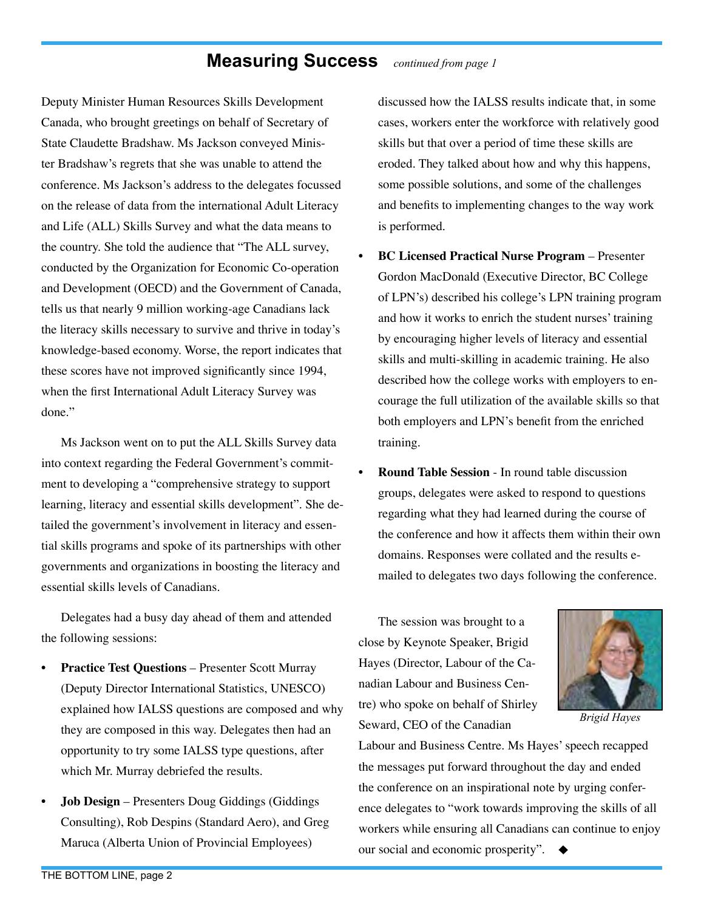## Measuring Success *continued from page 1*

Deputy Minister Human Resources Skills Development Canada, who brought greetings on behalf of Secretary of State Claudette Bradshaw. Ms Jackson conveyed Minister Bradshaw's regrets that she was unable to attend the conference. Ms Jackson's address to the delegates focussed on the release of data from the international Adult Literacy and Life (ALL) Skills Survey and what the data means to the country. She told the audience that "The ALL survey, conducted by the Organization for Economic Co-operation and Development (OECD) and the Government of Canada, tells us that nearly 9 million working-age Canadians lack the literacy skills necessary to survive and thrive in today's knowledge-based economy. Worse, the report indicates that these scores have not improved significantly since 1994, when the first International Adult Literacy Survey was done."

Ms Jackson went on to put the ALL Skills Survey data into context regarding the Federal Government's commitment to developing a "comprehensive strategy to support learning, literacy and essential skills development". She detailed the government's involvement in literacy and essential skills programs and spoke of its partnerships with other governments and organizations in boosting the literacy and essential skills levels of Canadians.

Delegates had a busy day ahead of them and attended the following sessions:

- **Practice Test Questions** – Presenter Scott Murray (Deputy Director International Statistics, UNESCO) explained how IALSS questions are composed and why they are composed in this way. Delegates then had an opportunity to try some IALSS type questions, after which Mr. Murray debriefed the results.
- **Job Design** – Presenters Doug Giddings (Giddings Consulting), Rob Despins (Standard Aero), and Greg Maruca (Alberta Union of Provincial Employees) discussed how the IALSS results indicate that, in some cases, workers enter the workforce with relatively good skills but that over a period of time these skills are eroded. They talked about how and why this happens, some possible solutions, and some of the challenges and benefits to implementing changes to the way work is performed.
- **BC Licensed Practical Nurse Program** – Presenter Gordon MacDonald (Executive Director, BC College of LPN's) described his college's LPN training program and how it works to enrich the student nurses' training by encouraging higher levels of literacy and essential skills and multi-skilling in academic training. He also described how the college works with employers to encourage the full utilization of the available skills so that both employers and LPN's benefit from the enriched training.
- **Round Table Session** - In round table discussion groups, delegates were asked to respond to questions regarding what they had learned during the course of the conference and how it affects them within their own domains. Responses were collated and the results e-mailed to delegates two days following the conference.

The session was brought to a close by Keynote Speaker, Brigid Hayes (Director, Labour of the Canadian Labour and Business Centre) who spoke on behalf of Shirley Seward, CEO of the Canadian Labour and Business Centre. Ms Hayes' speech recapped the messages put forward throughout the day and ended the conference on an inspirational note by urging conference delegates to "work towards improving the skills of all workers while ensuring all Canadians can continue to enjoy our social and economic prosperity". ◆

*Brigid Hayes*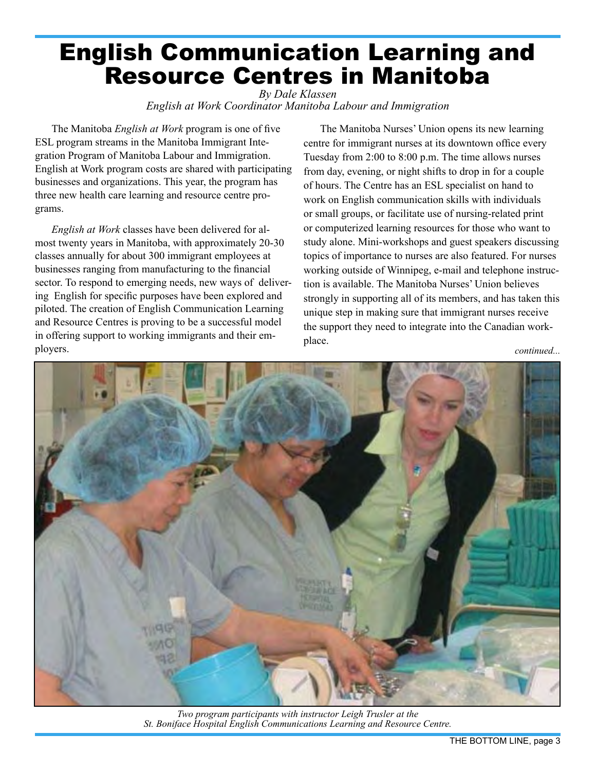# English Communication Learning and Resource Centres in Manitoba

*By Dale Klassen*
*English at Work Coordinator Manitoba Labour and Immigration*

The Manitoba *English at Work* program is one of five ESL program streams in the Manitoba Immigrant Integration Program of Manitoba Labour and Immigration. English at Work program costs are shared with participating businesses and organizations. This year, the program has three new health care learning and resource centre programs.

*English at Work* classes have been delivered for almost twenty years in Manitoba, with approximately 20-30 classes annually for about 300 immigrant employees at businesses ranging from manufacturing to the financial sector. To respond to emerging needs, new ways of delivering English for specific purposes have been explored and piloted. The creation of English Communication Learning and Resource Centres is proving to be a successful model in offering support to working immigrants and their employers.

The Manitoba Nurses' Union opens its new learning centre for immigrant nurses at its downtown office every Tuesday from 2:00 to 8:00 p.m. The time allows nurses from day, evening, or night shifts to drop in for a couple of hours. The Centre has an ESL specialist on hand to work on English communication skills with individuals or small groups, or facilitate use of nursing-related print or computerized learning resources for those who want to study alone. Mini-workshops and guest speakers discussing topics of importance to nurses are also featured. For nurses working outside of Winnipeg, e-mail and telephone instruction is available. The Manitoba Nurses' Union believes strongly in supporting all of its members, and has taken this unique step in making sure that immigrant nurses receive the support they need to integrate into the Canadian workplace.

*continued...*

*Two program participants with instructor Leigh Trusler at the St. Boniface Hospital English Communications Learning and Resource Centre.*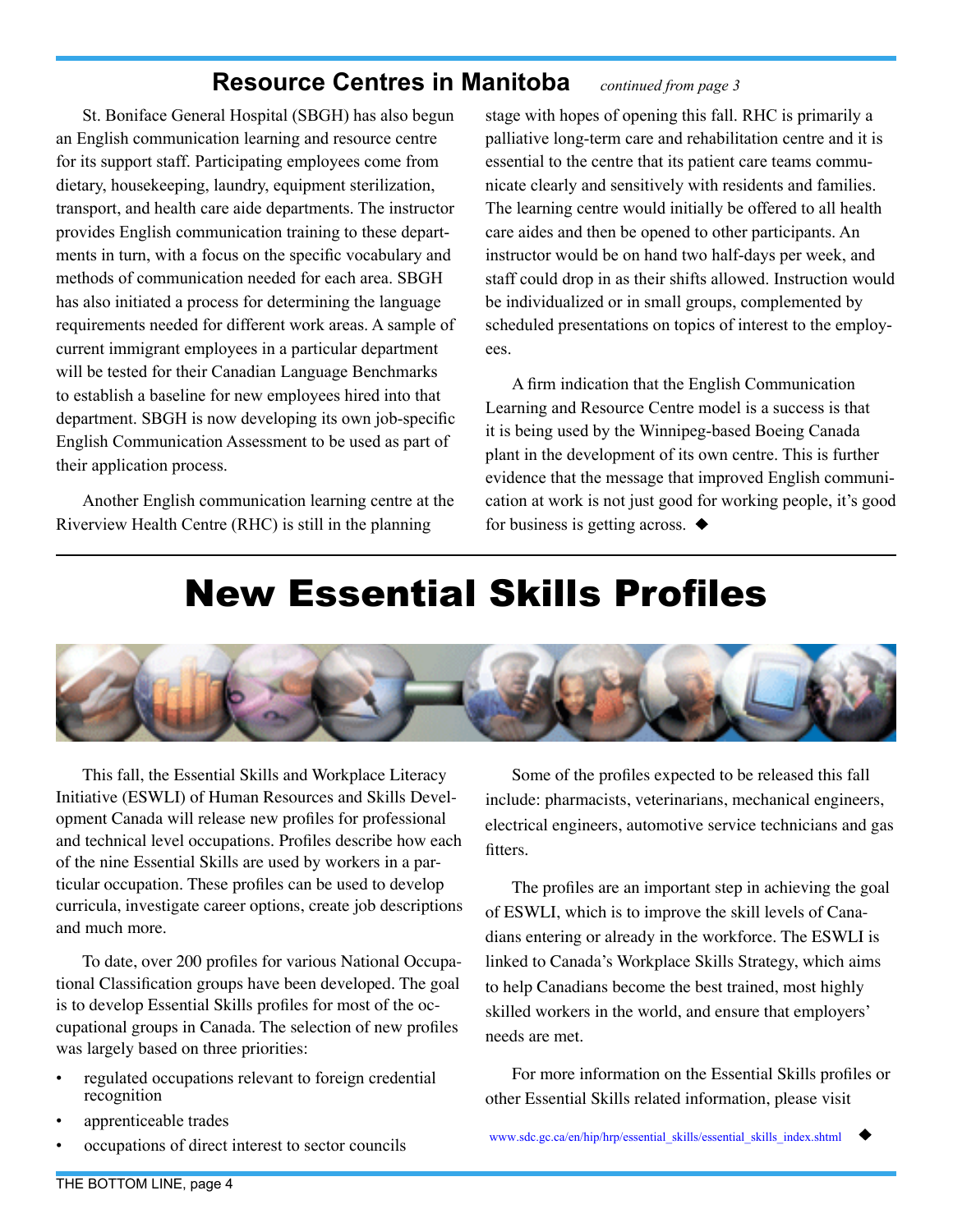## Resource Centres in Manitoba *continued from page 3*

St. Boniface General Hospital (SBGH) has also begun an English communication learning and resource centre for its support staff. Participating employees come from dietary, housekeeping, laundry, equipment sterilization, transport, and health care aide departments. The instructor provides English communication training to these departments in turn, with a focus on the specific vocabulary and methods of communication needed for each area. SBGH has also initiated a process for determining the language requirements needed for different work areas. A sample of current immigrant employees in a particular department will be tested for their Canadian Language Benchmarks to establish a baseline for new employees hired into that department. SBGH is now developing its own job-specific English Communication Assessment to be used as part of their application process.

Another English communication learning centre at the Riverview Health Centre (RHC) is still in the planning stage with hopes of opening this fall. RHC is primarily a palliative long-term care and rehabilitation centre and it is essential to the centre that its patient care teams communicate clearly and sensitively with residents and families. The learning centre would initially be offered to all health care aides and then be opened to other participants. An instructor would be on hand two half-days per week, and staff could drop in as their shifts allowed. Instruction would be individualized or in small groups, complemented by scheduled presentations on topics of interest to the employees.

A firm indication that the English Communication Learning and Resource Centre model is a success is that it is being used by the Winnipeg-based Boeing Canada plant in the development of its own centre. This is further evidence that the message that improved English communication at work is not just good for working people, it's good for business is getting across. ◆

# New Essential Skills Profiles

This fall, the Essential Skills and Workplace Literacy Initiative (ESWLI) of Human Resources and Skills Development Canada will release new profiles for professional and technical level occupations. Profiles describe how each of the nine Essential Skills are used by workers in a particular occupation. These profiles can be used to develop curricula, investigate career options, create job descriptions and much more.

To date, over 200 profiles for various National Occupational Classification groups have been developed. The goal is to develop Essential Skills profiles for most of the occupational groups in Canada. The selection of new profiles was largely based on three priorities:

- regulated occupations relevant to foreign credential recognition
- apprenticeable trades
- occupations of direct interest to sector councils

Some of the profiles expected to be released this fall include: pharmacists, veterinarians, mechanical engineers, electrical engineers, automotive service technicians and gas fitters.

The profiles are an important step in achieving the goal of ESWLI, which is to improve the skill levels of Canadians entering or already in the workforce. The ESWLI is linked to Canada's Workplace Skills Strategy, which aims to help Canadians become the best trained, most highly skilled workers in the world, and ensure that employers' needs are met.

For more information on the Essential Skills profiles or other Essential Skills related information, please visit

www.sdc.gc.ca/en/hip/hrp/essential_skills/essential_skills_index.shtml ◆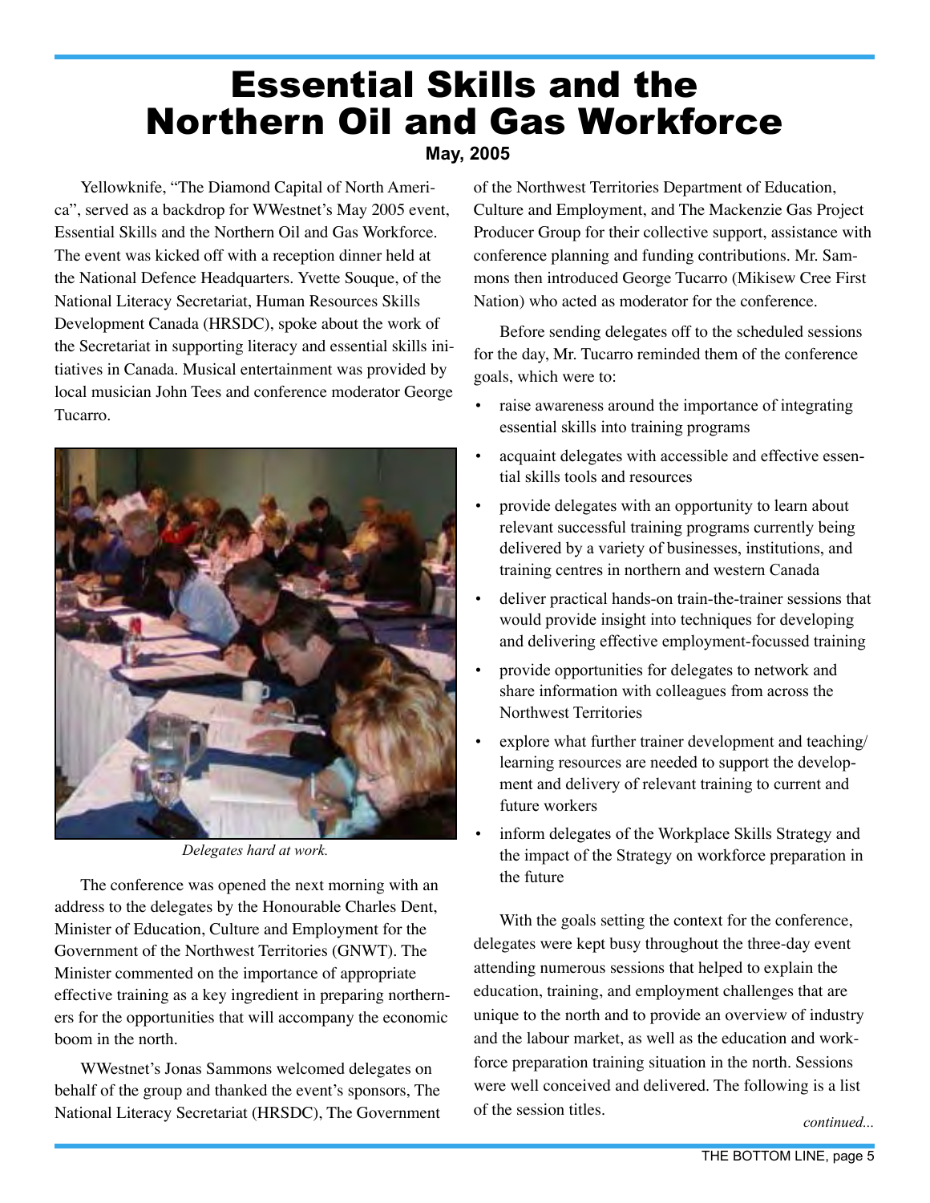# Essential Skills and the Northern Oil and Gas Workforce

**May, 2005**

Yellowknife, "The Diamond Capital of North America", served as a backdrop for WWestnet's May 2005 event, Essential Skills and the Northern Oil and Gas Workforce. The event was kicked off with a reception dinner held at the National Defence Headquarters. Yvette Souque, of the National Literacy Secretariat, Human Resources Skills Development Canada (HRSDC), spoke about the work of the Secretariat in supporting literacy and essential skills initiatives in Canada. Musical entertainment was provided by local musician John Tees and conference moderator George Tucarro.

*Delegates hard at work.*

The conference was opened the next morning with an address to the delegates by the Honourable Charles Dent, Minister of Education, Culture and Employment for the Government of the Northwest Territories (GNWT). The Minister commented on the importance of appropriate effective training as a key ingredient in preparing northerners for the opportunities that will accompany the economic boom in the north.

WWestnet's Jonas Sammons welcomed delegates on behalf of the group and thanked the event's sponsors, The National Literacy Secretariat (HRSDC), The Government of the Northwest Territories Department of Education, Culture and Employment, and The Mackenzie Gas Project Producer Group for their collective support, assistance with conference planning and funding contributions. Mr. Sammons then introduced George Tucarro (Mikisew Cree First Nation) who acted as moderator for the conference.

Before sending delegates off to the scheduled sessions for the day, Mr. Tucarro reminded them of the conference goals, which were to:

- raise awareness around the importance of integrating essential skills into training programs
- acquaint delegates with accessible and effective essential skills tools and resources
- provide delegates with an opportunity to learn about relevant successful training programs currently being delivered by a variety of businesses, institutions, and training centres in northern and western Canada
- deliver practical hands-on train-the-trainer sessions that would provide insight into techniques for developing and delivering effective employment-focussed training
- provide opportunities for delegates to network and share information with colleagues from across the Northwest Territories
- explore what further trainer development and teaching/learning resources are needed to support the development and delivery of relevant training to current and future workers
- inform delegates of the Workplace Skills Strategy and the impact of the Strategy on workforce preparation in the future

With the goals setting the context for the conference, delegates were kept busy throughout the three-day event attending numerous sessions that helped to explain the education, training, and employment challenges that are unique to the north and to provide an overview of industry and the labour market, as well as the education and workforce preparation training situation in the north. Sessions were well conceived and delivered. The following is a list of the session titles.

*continued...*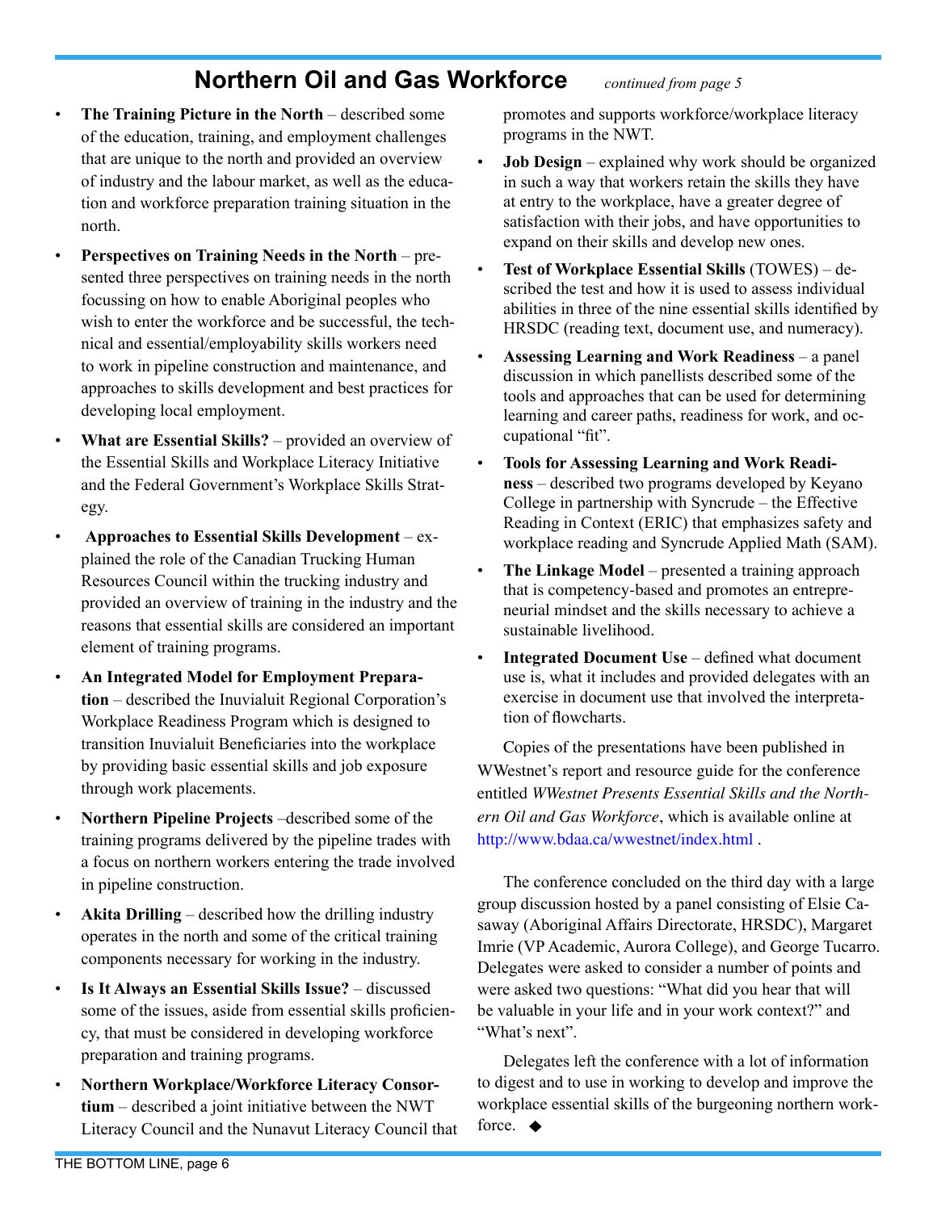## Northern Oil and Gas Workforce *continued from page 5*

- **The Training Picture in the North** – described some of the education, training, and employment challenges that are unique to the north and provided an overview of industry and the labour market, as well as the education and workforce preparation training situation in the north.
- **Perspectives on Training Needs in the North** – presented three perspectives on training needs in the north focussing on how to enable Aboriginal peoples who wish to enter the workforce and be successful, the technical and essential/employability skills workers need to work in pipeline construction and maintenance, and approaches to skills development and best practices for developing local employment.
- **What are Essential Skills?** – provided an overview of the Essential Skills and Workplace Literacy Initiative and the Federal Government's Workplace Skills Strategy.
- **Approaches to Essential Skills Development** – explained the role of the Canadian Trucking Human Resources Council within the trucking industry and provided an overview of training in the industry and the reasons that essential skills are considered an important element of training programs.
- **An Integrated Model for Employment Preparation** – described the Inuvialuit Regional Corporation's Workplace Readiness Program which is designed to transition Inuvialuit Beneficiaries into the workplace by providing basic essential skills and job exposure through work placements.
- **Northern Pipeline Projects** –described some of the training programs delivered by the pipeline trades with a focus on northern workers entering the trade involved in pipeline construction.
- **Akita Drilling** – described how the drilling industry operates in the north and some of the critical training components necessary for working in the industry.
- **Is It Always an Essential Skills Issue?** – discussed some of the issues, aside from essential skills proficiency, that must be considered in developing workforce preparation and training programs.
- **Northern Workplace/Workforce Literacy Consortium** – described a joint initiative between the NWT Literacy Council and the Nunavut Literacy Council that promotes and supports workforce/workplace literacy programs in the NWT.
- **Job Design** – explained why work should be organized in such a way that workers retain the skills they have at entry to the workplace, have a greater degree of satisfaction with their jobs, and have opportunities to expand on their skills and develop new ones.
- **Test of Workplace Essential Skills** (TOWES) – described the test and how it is used to assess individual abilities in three of the nine essential skills identified by HRSDC (reading text, document use, and numeracy).
- **Assessing Learning and Work Readiness** – a panel discussion in which panellists described some of the tools and approaches that can be used for determining learning and career paths, readiness for work, and occupational "fit".
- **Tools for Assessing Learning and Work Readiness** – described two programs developed by Keyano College in partnership with Syncrude – the Effective Reading in Context (ERIC) that emphasizes safety and workplace reading and Syncrude Applied Math (SAM).
- **The Linkage Model** – presented a training approach that is competency-based and promotes an entrepreneurial mindset and the skills necessary to achieve a sustainable livelihood.
- **Integrated Document Use** – defined what document use is, what it includes and provided delegates with an exercise in document use that involved the interpretation of flowcharts.

Copies of the presentations have been published in WWestnet's report and resource guide for the conference entitled *WWestnet Presents Essential Skills and the Northern Oil and Gas Workforce*, which is available online at http://www.bdaa.ca/wwestnet/index.html .

The conference concluded on the third day with a large group discussion hosted by a panel consisting of Elsie Casaway (Aboriginal Affairs Directorate, HRSDC), Margaret Imrie (VP Academic, Aurora College), and George Tucarro. Delegates were asked to consider a number of points and were asked two questions: "What did you hear that will be valuable in your life and in your work context?" and "What's next".

Delegates left the conference with a lot of information to digest and to use in working to develop and improve the workplace essential skills of the burgeoning northern workforce. ◆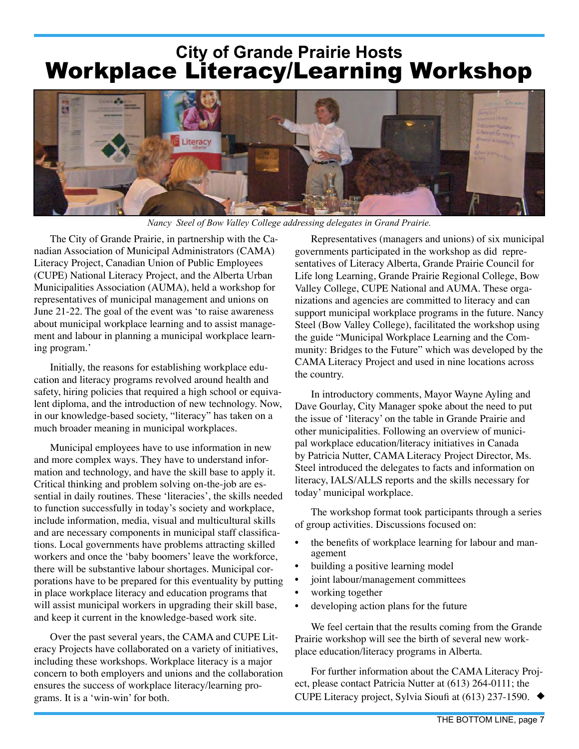# City of Grande Prairie Hosts Workplace Literacy/Learning Workshop

*Nancy Steel of Bow Valley College addressing delegates in Grand Prairie.*

The City of Grande Prairie, in partnership with the Canadian Association of Municipal Administrators (CAMA) Literacy Project, Canadian Union of Public Employees (CUPE) National Literacy Project, and the Alberta Urban Municipalities Association (AUMA), held a workshop for representatives of municipal management and unions on June 21-22. The goal of the event was 'to raise awareness about municipal workplace learning and to assist management and labour in planning a municipal workplace learning program.'

Initially, the reasons for establishing workplace education and literacy programs revolved around health and safety, hiring policies that required a high school or equivalent diploma, and the introduction of new technology. Now, in our knowledge-based society, "literacy" has taken on a much broader meaning in municipal workplaces.

Municipal employees have to use information in new and more complex ways. They have to understand information and technology, and have the skill base to apply it. Critical thinking and problem solving on-the-job are essential in daily routines. These 'literacies', the skills needed to function successfully in today's society and workplace, include information, media, visual and multicultural skills and are necessary components in municipal staff classifications. Local governments have problems attracting skilled workers and once the 'baby boomers' leave the workforce, there will be substantive labour shortages. Municipal corporations have to be prepared for this eventuality by putting in place workplace literacy and education programs that will assist municipal workers in upgrading their skill base, and keep it current in the knowledge-based work site.

Over the past several years, the CAMA and CUPE Literacy Projects have collaborated on a variety of initiatives, including these workshops. Workplace literacy is a major concern to both employers and unions and the collaboration ensures the success of workplace literacy/learning programs. It is a 'win-win' for both.

Representatives (managers and unions) of six municipal governments participated in the workshop as did representatives of Literacy Alberta, Grande Prairie Council for Life long Learning, Grande Prairie Regional College, Bow Valley College, CUPE National and AUMA. These organizations and agencies are committed to literacy and can support municipal workplace programs in the future. Nancy Steel (Bow Valley College), facilitated the workshop using the guide "Municipal Workplace Learning and the Community: Bridges to the Future" which was developed by the CAMA Literacy Project and used in nine locations across the country.

In introductory comments, Mayor Wayne Ayling and Dave Gourlay, City Manager spoke about the need to put the issue of 'literacy' on the table in Grande Prairie and other municipalities. Following an overview of municipal workplace education/literacy initiatives in Canada by Patricia Nutter, CAMA Literacy Project Director, Ms. Steel introduced the delegates to facts and information on literacy, IALS/ALLS reports and the skills necessary for today' municipal workplace.

The workshop format took participants through a series of group activities. Discussions focused on:

- the benefits of workplace learning for labour and management
- building a positive learning model
- joint labour/management committees
- working together
- developing action plans for the future

We feel certain that the results coming from the Grande Prairie workshop will see the birth of several new workplace education/literacy programs in Alberta.

For further information about the CAMA Literacy Project, please contact Patricia Nutter at (613) 264-0111; the CUPE Literacy project, Sylvia Sioufi at (613) 237-1590. ◆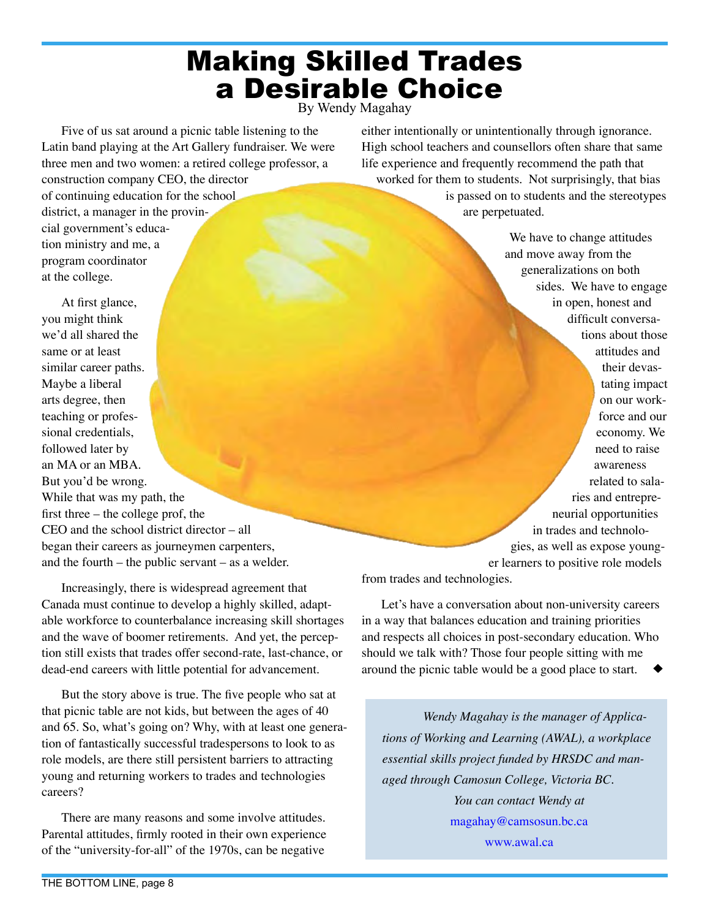# Making Skilled Trades a Desirable Choice

By Wendy Magahay

Five of us sat around a picnic table listening to the Latin band playing at the Art Gallery fundraiser. We were three men and two women: a retired college professor, a construction company CEO, the director of continuing education for the school district, a manager in the provincial government's education ministry and me, a program coordinator at the college.

At first glance, you might think we'd all shared the same or at least similar career paths. Maybe a liberal arts degree, then teaching or professional credentials, followed later by an MA or an MBA. But you'd be wrong. While that was my path, the first three – the college prof, the CEO and the school district director – all began their careers as journeymen carpenters, and the fourth – the public servant – as a welder.

Increasingly, there is widespread agreement that Canada must continue to develop a highly skilled, adaptable workforce to counterbalance increasing skill shortages and the wave of boomer retirements. And yet, the perception still exists that trades offer second-rate, last-chance, or dead-end careers with little potential for advancement.

But the story above is true. The five people who sat at that picnic table are not kids, but between the ages of 40 and 65. So, what's going on? Why, with at least one generation of fantastically successful tradespersons to look to as role models, are there still persistent barriers to attracting young and returning workers to trades and technologies careers?

There are many reasons and some involve attitudes. Parental attitudes, firmly rooted in their own experience of the "university-for-all" of the 1970s, can be negative either intentionally or unintentionally through ignorance. High school teachers and counsellors often share that same life experience and frequently recommend the path that worked for them to students. Not surprisingly, that bias is passed on to students and the stereotypes are perpetuated.

We have to change attitudes and move away from the generalizations on both sides. We have to engage in open, honest and difficult conversations about those attitudes and their devastating impact on our workforce and our economy. We need to raise awareness related to salaries and entrepreneurial opportunities in trades and technologies, as well as expose younger learners to positive role models from trades and technologies.

Let's have a conversation about non-university careers in a way that balances education and training priorities and respects all choices in post-secondary education. Who should we talk with? Those four people sitting with me around the picnic table would be a good place to start. ◆

*Wendy Magahay is the manager of Applications of Working and Learning (AWAL), a workplace essential skills project funded by HRSDC and managed through Camosun College, Victoria BC.*

*You can contact Wendy at*

magahay@camsosun.bc.ca

www.awal.ca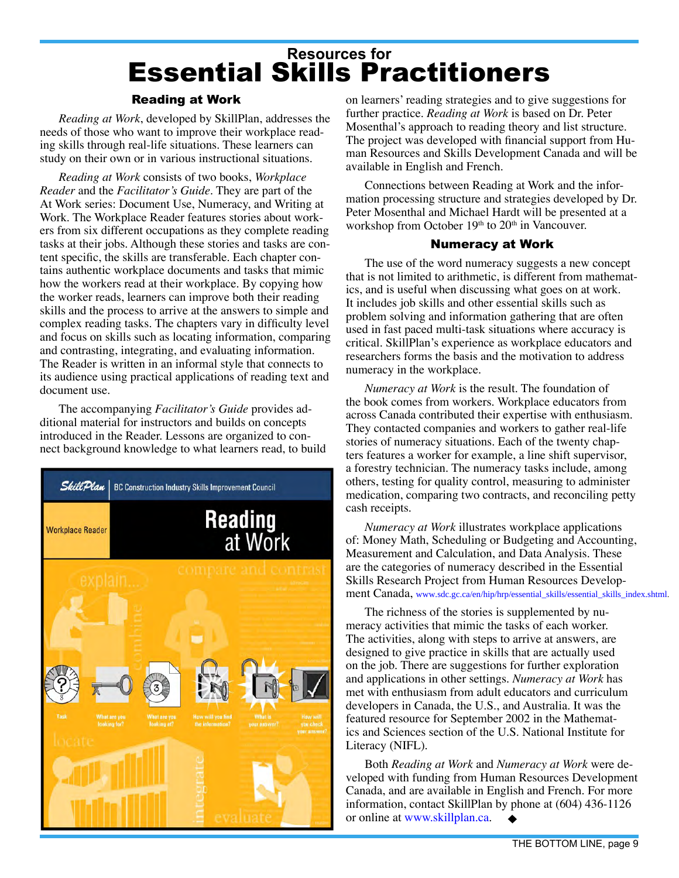# Resources for Essential Skills Practitioners

## Reading at Work

*Reading at Work*, developed by SkillPlan, addresses the needs of those who want to improve their workplace reading skills through real-life situations. These learners can study on their own or in various instructional situations.

*Reading at Work* consists of two books, *Workplace Reader* and the *Facilitator's Guide*. They are part of the At Work series: Document Use, Numeracy, and Writing at Work. The Workplace Reader features stories about workers from six different occupations as they complete reading tasks at their jobs. Although these stories and tasks are content specific, the skills are transferable. Each chapter contains authentic workplace documents and tasks that mimic how the workers read at their workplace. By copying how the worker reads, learners can improve both their reading skills and the process to arrive at the answers to simple and complex reading tasks. The chapters vary in difficulty level and focus on skills such as locating information, comparing and contrasting, integrating, and evaluating information. The Reader is written in an informal style that connects to its audience using practical applications of reading text and document use.

The accompanying *Facilitator's Guide* provides additional material for instructors and builds on concepts introduced in the Reader. Lessons are organized to connect background knowledge to what learners read, to build on learners' reading strategies and to give suggestions for further practice. *Reading at Work* is based on Dr. Peter Mosenthal's approach to reading theory and list structure. The project was developed with financial support from Human Resources and Skills Development Canada and will be available in English and French.

Connections between Reading at Work and the information processing structure and strategies developed by Dr. Peter Mosenthal and Michael Hardt will be presented at a workshop from October 19th to 20th in Vancouver.

## Numeracy at Work

The use of the word numeracy suggests a new concept that is not limited to arithmetic, is different from mathematics, and is useful when discussing what goes on at work. It includes job skills and other essential skills such as problem solving and information gathering that are often used in fast paced multi-task situations where accuracy is critical. SkillPlan's experience as workplace educators and researchers forms the basis and the motivation to address numeracy in the workplace.

*Numeracy at Work* is the result. The foundation of the book comes from workers. Workplace educators from across Canada contributed their expertise with enthusiasm. They contacted companies and workers to gather real-life stories of numeracy situations. Each of the twenty chapters features a worker for example, a line shift supervisor, a forestry technician. The numeracy tasks include, among others, testing for quality control, measuring to administer medication, comparing two contracts, and reconciling petty cash receipts.

*Numeracy at Work* illustrates workplace applications of: Money Math, Scheduling or Budgeting and Accounting, Measurement and Calculation, and Data Analysis. These are the categories of numeracy described in the Essential Skills Research Project from Human Resources Development Canada, www.sdc.gc.ca/en/hip/hrp/essential_skills/essential_skills_index.shtml.

The richness of the stories is supplemented by numeracy activities that mimic the tasks of each worker. The activities, along with steps to arrive at answers, are designed to give practice in skills that are actually used on the job. There are suggestions for further exploration and applications in other settings. *Numeracy at Work* has met with enthusiasm from adult educators and curriculum developers in Canada, the U.S., and Australia. It was the featured resource for September 2002 in the Mathematics and Sciences section of the U.S. National Institute for Literacy (NIFL).

Both *Reading at Work* and *Numeracy at Work* were developed with funding from Human Resources Development Canada, and are available in English and French. For more information, contact SkillPlan by phone at (604) 436-1126 or online at www.skillplan.ca. ◆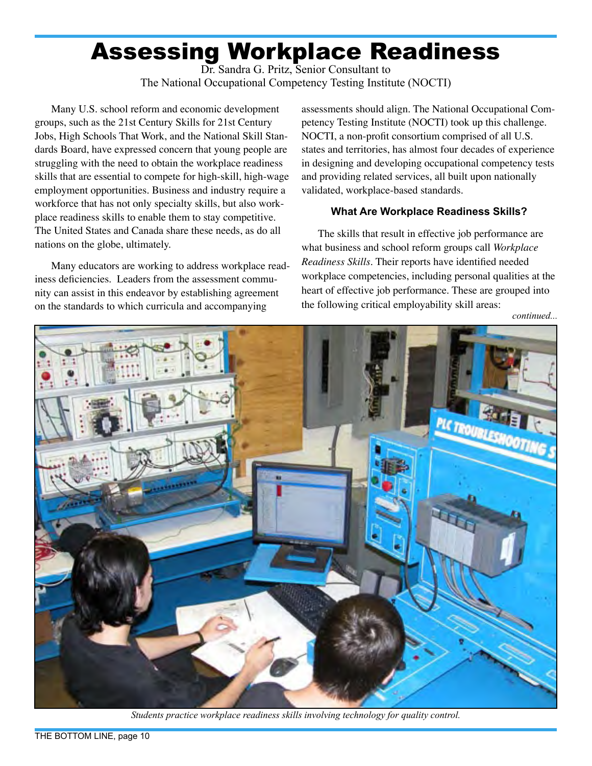# Assessing Workplace Readiness

Dr. Sandra G. Pritz, Senior Consultant to
The National Occupational Competency Testing Institute (NOCTI)

Many U.S. school reform and economic development groups, such as the 21st Century Skills for 21st Century Jobs, High Schools That Work, and the National Skill Standards Board, have expressed concern that young people are struggling with the need to obtain the workplace readiness skills that are essential to compete for high-skill, high-wage employment opportunities. Business and industry require a workforce that has not only specialty skills, but also workplace readiness skills to enable them to stay competitive. The United States and Canada share these needs, as do all nations on the globe, ultimately.

Many educators are working to address workplace readiness deficiencies. Leaders from the assessment community can assist in this endeavor by establishing agreement on the standards to which curricula and accompanying assessments should align. The National Occupational Competency Testing Institute (NOCTI) took up this challenge. NOCTI, a non-profit consortium comprised of all U.S. states and territories, has almost four decades of experience in designing and developing occupational competency tests and providing related services, all built upon nationally validated, workplace-based standards.

### What Are Workplace Readiness Skills?

The skills that result in effective job performance are what business and school reform groups call *Workplace Readiness Skills*. Their reports have identified needed workplace competencies, including personal qualities at the heart of effective job performance. These are grouped into the following critical employability skill areas:

*continued...*

*Students practice workplace readiness skills involving technology for quality control.*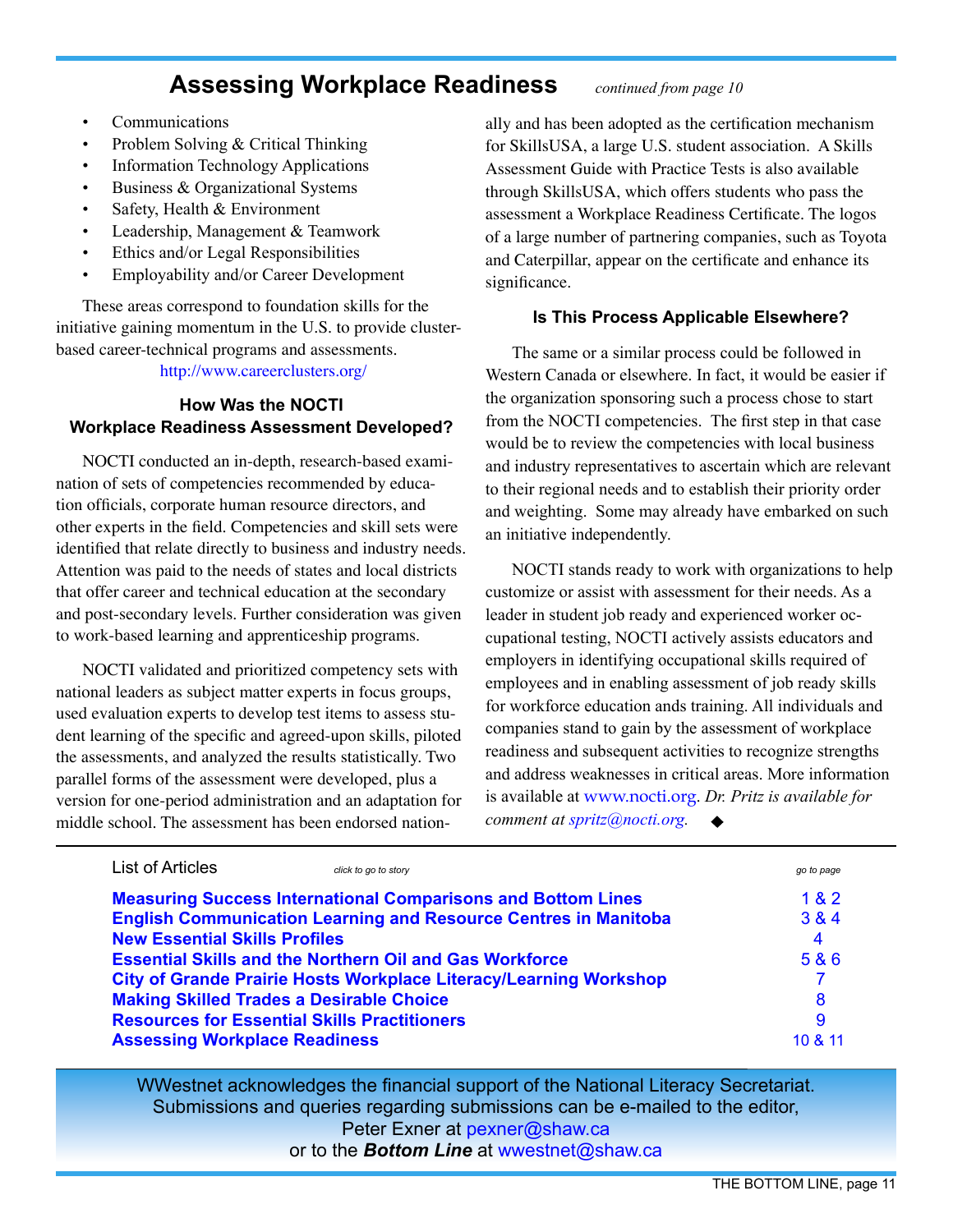## Assessing Workplace Readiness

*continued from page 10*

- Communications
- Problem Solving & Critical Thinking
- Information Technology Applications
- Business & Organizational Systems
- Safety, Health & Environment
- Leadership, Management & Teamwork
- Ethics and/or Legal Responsibilities
- Employability and/or Career Development

These areas correspond to foundation skills for the initiative gaining momentum in the U.S. to provide cluster-based career-technical programs and assessments.

http://www.careerclusters.org/

### How Was the NOCTI Workplace Readiness Assessment Developed?

NOCTI conducted an in-depth, research-based examination of sets of competencies recommended by education officials, corporate human resource directors, and other experts in the field. Competencies and skill sets were identified that relate directly to business and industry needs. Attention was paid to the needs of states and local districts that offer career and technical education at the secondary and post-secondary levels. Further consideration was given to work-based learning and apprenticeship programs.

NOCTI validated and prioritized competency sets with national leaders as subject matter experts in focus groups, used evaluation experts to develop test items to assess student learning of the specific and agreed-upon skills, piloted the assessments, and analyzed the results statistically. Two parallel forms of the assessment were developed, plus a version for one-period administration and an adaptation for middle school. The assessment has been endorsed nationally and has been adopted as the certification mechanism for SkillsUSA, a large U.S. student association. A Skills Assessment Guide with Practice Tests is also available through SkillsUSA, which offers students who pass the assessment a Workplace Readiness Certificate. The logos of a large number of partnering companies, such as Toyota and Caterpillar, appear on the certificate and enhance its significance.

### Is This Process Applicable Elsewhere?

The same or a similar process could be followed in Western Canada or elsewhere. In fact, it would be easier if the organization sponsoring such a process chose to start from the NOCTI competencies. The first step in that case would be to review the competencies with local business and industry representatives to ascertain which are relevant to their regional needs and to establish their priority order and weighting. Some may already have embarked on such an initiative independently.

NOCTI stands ready to work with organizations to help customize or assist with assessment for their needs. As a leader in student job ready and experienced worker occupational testing, NOCTI actively assists educators and employers in identifying occupational skills required of employees and in enabling assessment of job ready skills for workforce education ands training. All individuals and companies stand to gain by the assessment of workplace readiness and subsequent activities to recognize strengths and address weaknesses in critical areas. More information is available at www.nocti.org. *Dr. Pritz is available for comment at spritz@nocti.org.* ◆

---

| List of Articles *click to go to story* | *go to page* |
|---|---|
| **Measuring Success International Comparisons and Bottom Lines** | 1 & 2 |
| **English Communication Learning and Resource Centres in Manitoba** | 3 & 4 |
| **New Essential Skills Profiles** | 4 |
| **Essential Skills and the Northern Oil and Gas Workforce** | 5 & 6 |
| **City of Grande Prairie Hosts Workplace Literacy/Learning Workshop** | 7 |
| **Making Skilled Trades a Desirable Choice** | 8 |
| **Resources for Essential Skills Practitioners** | 9 |
| **Assessing Workplace Readiness** | 10 & 11 |

WWestnet acknowledges the financial support of the National Literacy Secretariat.
Submissions and queries regarding submissions can be e-mailed to the editor,
Peter Exner at pexner@shaw.ca
or to the ***Bottom Line*** at wwestnet@shaw.ca